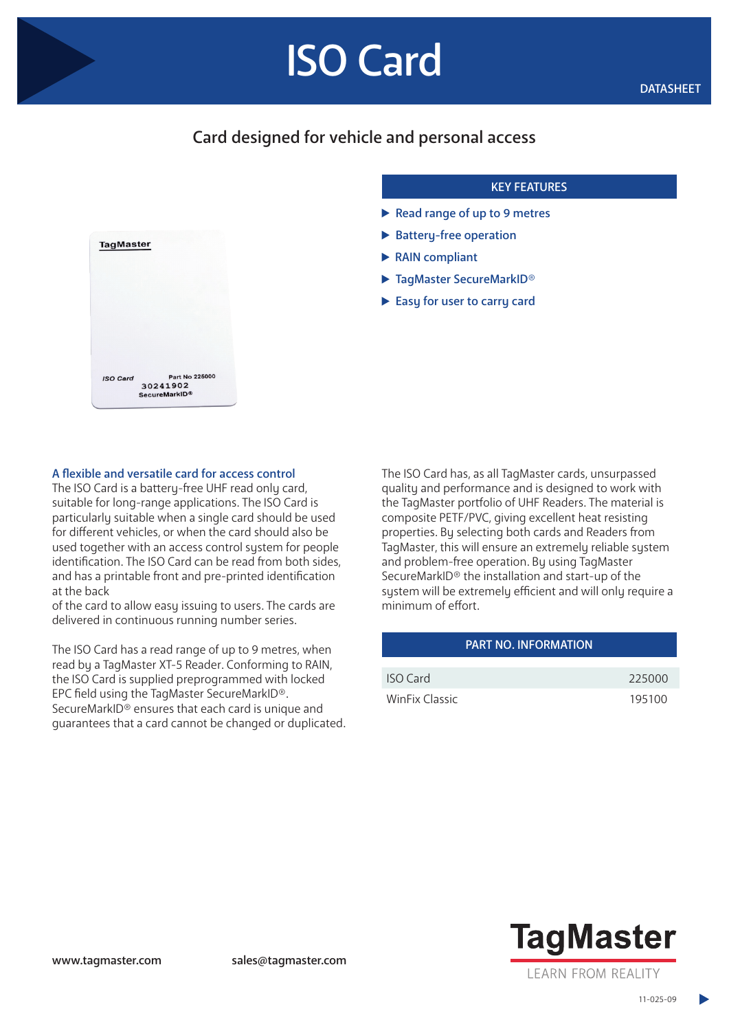# ISO Card

DATASHEET

## Card designed for vehicle and personal access

### KEY FEATURES

- Read range of up to 9 metres
- Battery-free operation
- RAIN compliant
- TagMaster SecureMarkID®
- Easy for user to carry card

### A flexible and versatile card for access control

The ISO Card is a battery-free UHF read only card, suitable for long-range applications. The ISO Card is particularly suitable when a single card should be used for different vehicles, or when the card should also be used together with an access control system for people identification. The ISO Card can be read from both sides, and has a printable front and pre-printed identification at the back
of the card to allow easy issuing to users. The cards are delivered in continuous running number series.

The ISO Card has a read range of up to 9 metres, when read by a TagMaster XT-5 Reader. Conforming to RAIN, the ISO Card is supplied preprogrammed with locked EPC field using the TagMaster SecureMarkID®. SecureMarkID® ensures that each card is unique and guarantees that a card cannot be changed or duplicated.

The ISO Card has, as all TagMaster cards, unsurpassed quality and performance and is designed to work with the TagMaster portfolio of UHF Readers. The material is composite PETF/PVC, giving excellent heat resisting properties. By selecting both cards and Readers from TagMaster, this will ensure an extremely reliable system and problem-free operation. By using TagMaster SecureMarkID® the installation and start-up of the system will be extremely efficient and will only require a minimum of effort.

### PART NO. INFORMATION

| | |
|---|---|
| ISO Card | 225000 |
| WinFix Classic | 195100 |

www.tagmaster.com

sales@tagmaster.com

TagMaster
LEARN FROM REALITY

11-025-09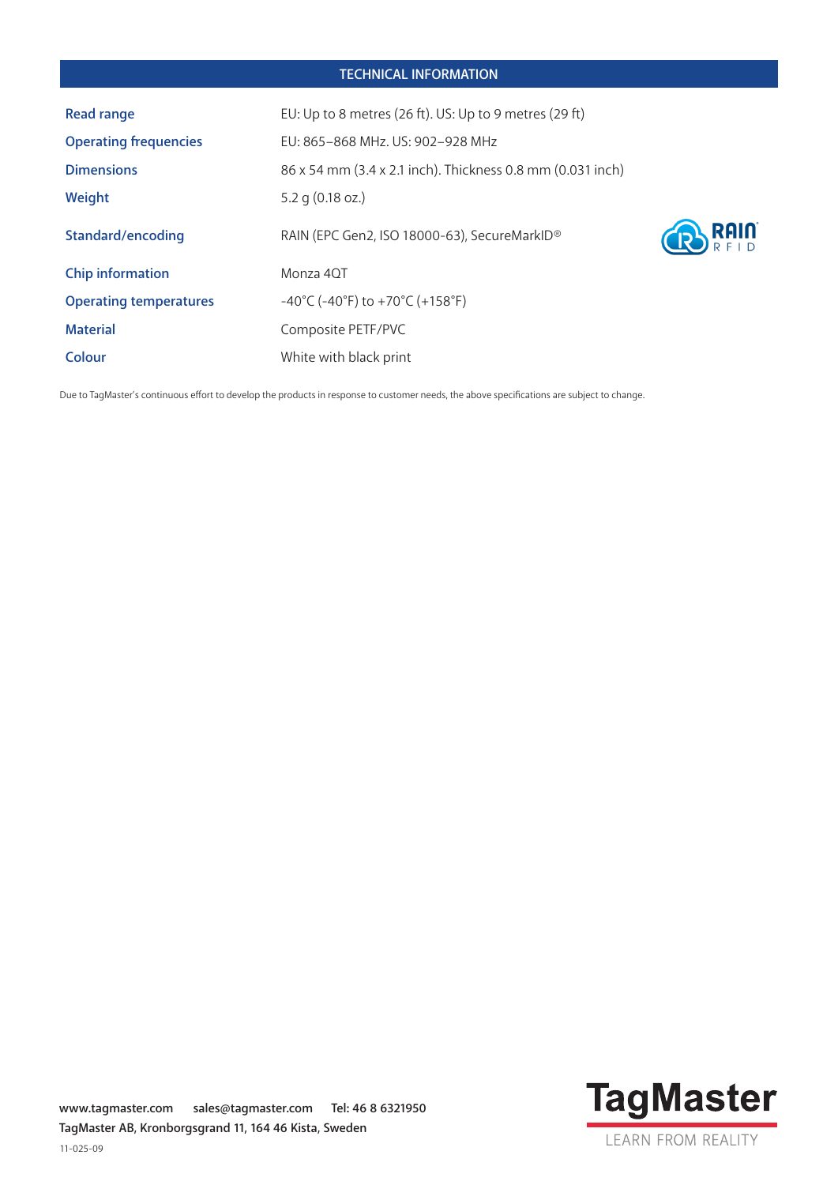## TECHNICAL INFORMATION

| | |
|---|---|
| Read range | EU: Up to 8 metres (26 ft). US: Up to 9 metres (29 ft) |
| Operating frequencies | EU: 865–868 MHz. US: 902–928 MHz |
| Dimensions | 86 x 54 mm (3.4 x 2.1 inch). Thickness 0.8 mm (0.031 inch) |
| Weight | 5.2 g (0.18 oz.) |
| Standard/encoding | RAIN (EPC Gen2, ISO 18000-63), SecureMarkID® |
| Chip information | Monza 4QT |
| Operating temperatures | -40°C (-40°F) to +70°C (+158°F) |
| Material | Composite PETF/PVC |
| Colour | White with black print |

Due to TagMaster's continuous effort to develop the products in response to customer needs, the above specifications are subject to change.

**www.tagmaster.com** **sales@tagmaster.com** **Tel: 46 8 6321950**
**TagMaster AB, Kronborgsgrand 11, 164 46 Kista, Sweden**

11-025-09

TagMaster
LEARN FROM REALITY